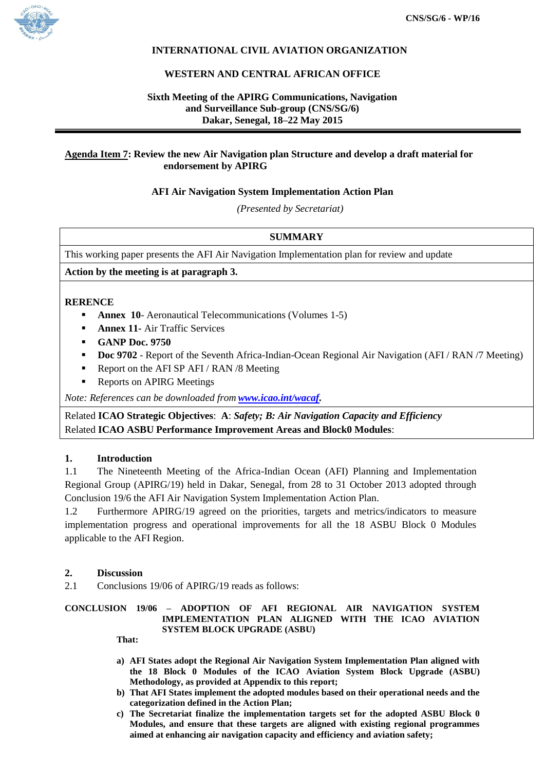CNS/SG/6 - WP/16

**INTERNATIONAL CIVIL AVIATION ORGANIZATION**

**WESTERN AND CENTRAL AFRICAN OFFICE**

**Sixth Meeting of the APIRG Communications, Navigation and Surveillance Sub-group (CNS/SG/6)**
**Dakar, Senegal, 18–22 May 2015**

---

**Agenda Item 7: Review the new Air Navigation plan Structure and develop a draft material for endorsement by APIRG**

**AFI Air Navigation System Implementation Action Plan**

*(Presented by Secretariat)*

| SUMMARY |
|---|
| This working paper presents the AFI Air Navigation Implementation plan for review and update |
| **Action by the meeting is at paragraph 3.** |

**RERENCE**

- **Annex 10**- Aeronautical Telecommunications (Volumes 1-5)
- **Annex 11-** Air Traffic Services
- **GANP Doc. 9750**
- **Doc 9702** - Report of the Seventh Africa-Indian-Ocean Regional Air Navigation (AFI / RAN /7 Meeting)
- Report on the AFI SP AFI / RAN /8 Meeting
- Reports on APIRG Meetings

*Note: References can be downloaded from* ***www.icao.int/wacaf*.**

Related **ICAO Strategic Objectives**: **A**: ***Safety; B: Air Navigation Capacity and Efficiency***
Related **ICAO ASBU Performance Improvement Areas and Block0 Modules**:

## 1. Introduction

1.1 The Nineteenth Meeting of the Africa-Indian Ocean (AFI) Planning and Implementation Regional Group (APIRG/19) held in Dakar, Senegal, from 28 to 31 October 2013 adopted through Conclusion 19/6 the AFI Air Navigation System Implementation Action Plan.

1.2 Furthermore APIRG/19 agreed on the priorities, targets and metrics/indicators to measure implementation progress and operational improvements for all the 18 ASBU Block 0 Modules applicable to the AFI Region.

## 2. Discussion

2.1 Conclusions 19/06 of APIRG/19 reads as follows:

**CONCLUSION 19/06 – ADOPTION OF AFI REGIONAL AIR NAVIGATION SYSTEM IMPLEMENTATION PLAN ALIGNED WITH THE ICAO AVIATION SYSTEM BLOCK UPGRADE (ASBU)**

**That:**

**a) AFI States adopt the Regional Air Navigation System Implementation Plan aligned with the 18 Block 0 Modules of the ICAO Aviation System Block Upgrade (ASBU) Methodology, as provided at Appendix to this report;**

**b) That AFI States implement the adopted modules based on their operational needs and the categorization defined in the Action Plan;**

**c) The Secretariat finalize the implementation targets set for the adopted ASBU Block 0 Modules, and ensure that these targets are aligned with existing regional programmes aimed at enhancing air navigation capacity and efficiency and aviation safety;**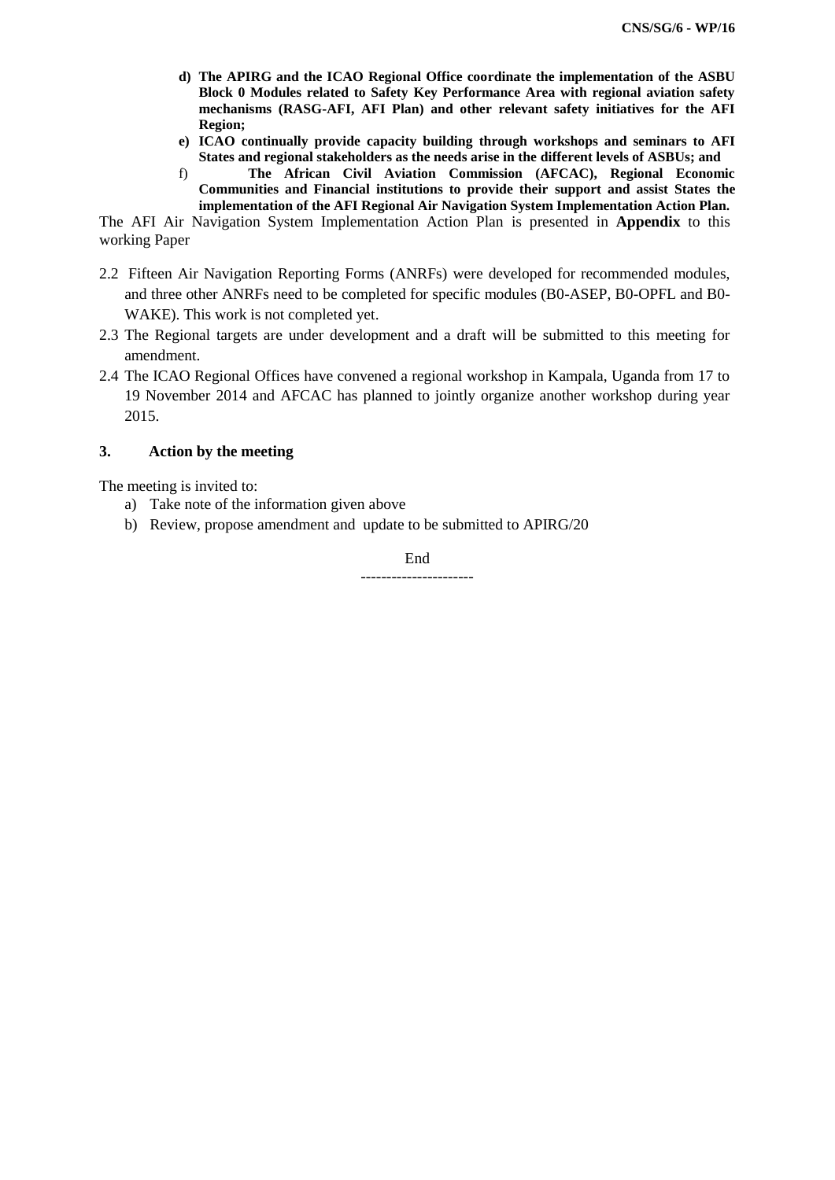- **d) The APIRG and the ICAO Regional Office coordinate the implementation of the ASBU Block 0 Modules related to Safety Key Performance Area with regional aviation safety mechanisms (RASG-AFI, AFI Plan) and other relevant safety initiatives for the AFI Region;**
- **e) ICAO continually provide capacity building through workshops and seminars to AFI States and regional stakeholders as the needs arise in the different levels of ASBUs; and**
- f) **The African Civil Aviation Commission (AFCAC), Regional Economic Communities and Financial institutions to provide their support and assist States the implementation of the AFI Regional Air Navigation System Implementation Action Plan.**

The AFI Air Navigation System Implementation Action Plan is presented in **Appendix** to this working Paper

2.2 Fifteen Air Navigation Reporting Forms (ANRFs) were developed for recommended modules, and three other ANRFs need to be completed for specific modules (B0-ASEP, B0-OPFL and B0-WAKE). This work is not completed yet.

2.3 The Regional targets are under development and a draft will be submitted to this meeting for amendment.

2.4 The ICAO Regional Offices have convened a regional workshop in Kampala, Uganda from 17 to 19 November 2014 and AFCAC has planned to jointly organize another workshop during year 2015.

### 3. Action by the meeting

The meeting is invited to:

a) Take note of the information given above
b) Review, propose amendment and update to be submitted to APIRG/20

End

----------------------